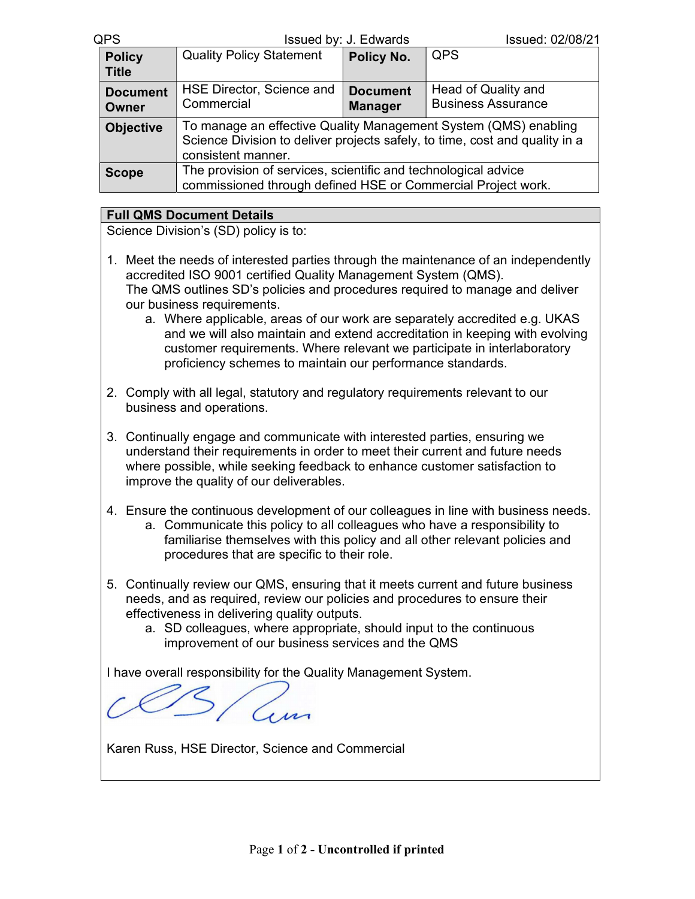| Policy Title | Quality Policy Statement | Policy No. | QPS |
|---|---|---|---|
| Document Owner | HSE Director, Science and Commercial | Document Manager | Head of Quality and Business Assurance |
| Objective | To manage an effective Quality Management System (QMS) enabling Science Division to deliver projects safely, to time, cost and quality in a consistent manner. | | |
| Scope | The provision of services, scientific and technological advice commissioned through defined HSE or Commercial Project work. | | |

**Full QMS Document Details**

Science Division's (SD) policy is to:

1. Meet the needs of interested parties through the maintenance of an independently accredited ISO 9001 certified Quality Management System (QMS). The QMS outlines SD's policies and procedures required to manage and deliver our business requirements.
   a. Where applicable, areas of our work are separately accredited e.g. UKAS and we will also maintain and extend accreditation in keeping with evolving customer requirements. Where relevant we participate in interlaboratory proficiency schemes to maintain our performance standards.

2. Comply with all legal, statutory and regulatory requirements relevant to our business and operations.

3. Continually engage and communicate with interested parties, ensuring we understand their requirements in order to meet their current and future needs where possible, while seeking feedback to enhance customer satisfaction to improve the quality of our deliverables.

4. Ensure the continuous development of our colleagues in line with business needs.
   a. Communicate this policy to all colleagues who have a responsibility to familiarise themselves with this policy and all other relevant policies and procedures that are specific to their role.

5. Continually review our QMS, ensuring that it meets current and future business needs, and as required, review our policies and procedures to ensure their effectiveness in delivering quality outputs.
   a. SD colleagues, where appropriate, should input to the continuous improvement of our business services and the QMS

I have overall responsibility for the Quality Management System.

Karen Russ, HSE Director, Science and Commercial

**Uncontrolled if printed**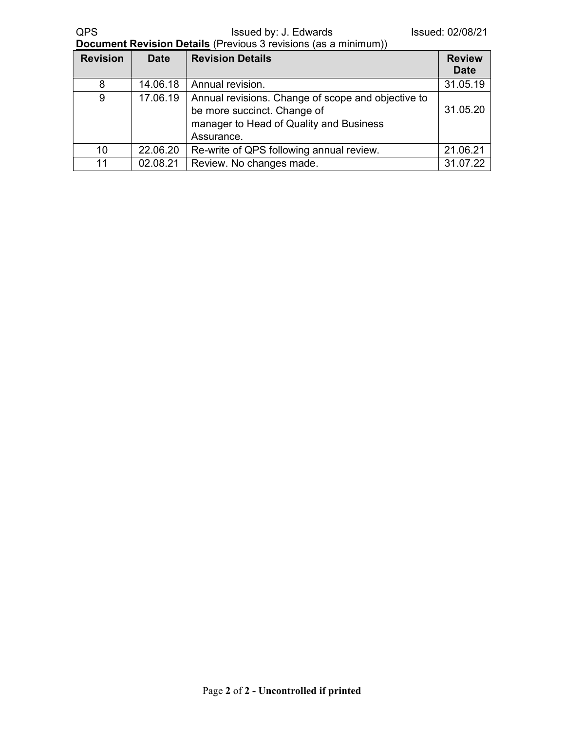**Document Revision Details** (Previous 3 revisions (as a minimum))

| Revision | Date | Revision Details | Review Date |
|---|---|---|---|
| 8 | 14.06.18 | Annual revision. | 31.05.19 |
| 9 | 17.06.19 | Annual revisions. Change of scope and objective to be more succinct. Change of manager to Head of Quality and Business Assurance. | 31.05.20 |
| 10 | 22.06.20 | Re-write of QPS following annual review. | 21.06.21 |
| 11 | 02.08.21 | Review. No changes made. | 31.07.22 |